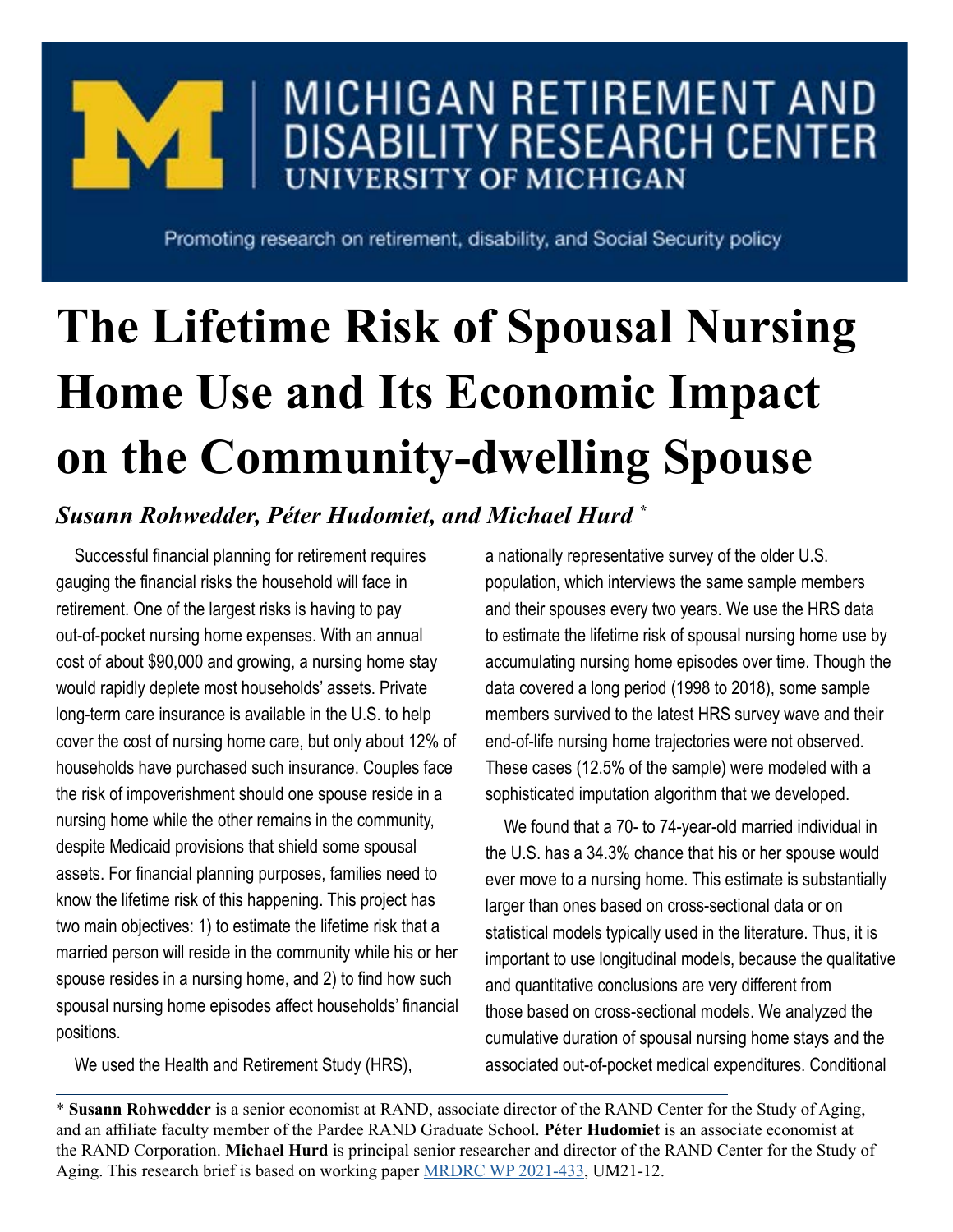# MICHIGAN RETIREMENT AND DISABILITY RESEARCH CENTER

UNIVERSITY OF MICHIGAN

Promoting research on retirement, disability, and Social Security policy

# The Lifetime Risk of Spousal Nursing Home Use and Its Economic Impact on the Community-dwelling Spouse

***Susann Rohwedder, Péter Hudomiet, and Michael Hurd*** *

Successful financial planning for retirement requires gauging the financial risks the household will face in retirement. One of the largest risks is having to pay out-of-pocket nursing home expenses. With an annual cost of about $90,000 and growing, a nursing home stay would rapidly deplete most households' assets. Private long-term care insurance is available in the U.S. to help cover the cost of nursing home care, but only about 12% of households have purchased such insurance. Couples face the risk of impoverishment should one spouse reside in a nursing home while the other remains in the community, despite Medicaid provisions that shield some spousal assets. For financial planning purposes, families need to know the lifetime risk of this happening. This project has two main objectives: 1) to estimate the lifetime risk that a married person will reside in the community while his or her spouse resides in a nursing home, and 2) to find how such spousal nursing home episodes affect households' financial positions.

We used the Health and Retirement Study (HRS), a nationally representative survey of the older U.S. population, which interviews the same sample members and their spouses every two years. We use the HRS data to estimate the lifetime risk of spousal nursing home use by accumulating nursing home episodes over time. Though the data covered a long period (1998 to 2018), some sample members survived to the latest HRS survey wave and their end-of-life nursing home trajectories were not observed. These cases (12.5% of the sample) were modeled with a sophisticated imputation algorithm that we developed.

We found that a 70- to 74-year-old married individual in the U.S. has a 34.3% chance that his or her spouse would ever move to a nursing home. This estimate is substantially larger than ones based on cross-sectional data or on statistical models typically used in the literature. Thus, it is important to use longitudinal models, because the qualitative and quantitative conclusions are very different from those based on cross-sectional models. We analyzed the cumulative duration of spousal nursing home stays and the associated out-of-pocket medical expenditures. Conditional

---

* **Susann Rohwedder** is a senior economist at RAND, associate director of the RAND Center for the Study of Aging, and an affiliate faculty member of the Pardee RAND Graduate School. **Péter Hudomiet** is an associate economist at the RAND Corporation. **Michael Hurd** is principal senior researcher and director of the RAND Center for the Study of Aging. This research brief is based on working paper [MRDRC WP 2021-433](), UM21-12.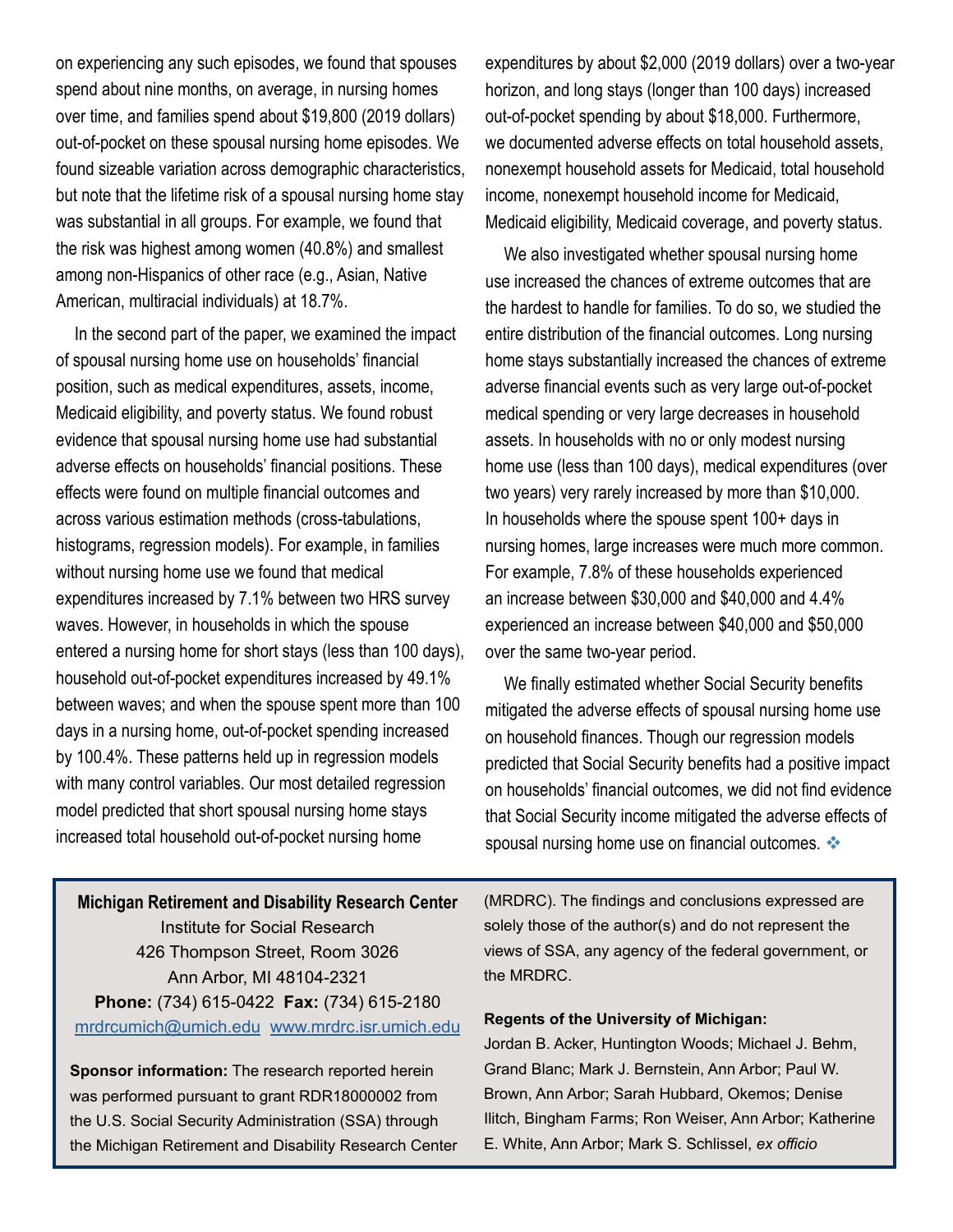on experiencing any such episodes, we found that spouses spend about nine months, on average, in nursing homes over time, and families spend about $19,800 (2019 dollars) out-of-pocket on these spousal nursing home episodes. We found sizeable variation across demographic characteristics, but note that the lifetime risk of a spousal nursing home stay was substantial in all groups. For example, we found that the risk was highest among women (40.8%) and smallest among non-Hispanics of other race (e.g., Asian, Native American, multiracial individuals) at 18.7%.

In the second part of the paper, we examined the impact of spousal nursing home use on households' financial position, such as medical expenditures, assets, income, Medicaid eligibility, and poverty status. We found robust evidence that spousal nursing home use had substantial adverse effects on households' financial positions. These effects were found on multiple financial outcomes and across various estimation methods (cross-tabulations, histograms, regression models). For example, in families without nursing home use we found that medical expenditures increased by 7.1% between two HRS survey waves. However, in households in which the spouse entered a nursing home for short stays (less than 100 days), household out-of-pocket expenditures increased by 49.1% between waves; and when the spouse spent more than 100 days in a nursing home, out-of-pocket spending increased by 100.4%. These patterns held up in regression models with many control variables. Our most detailed regression model predicted that short spousal nursing home stays increased total household out-of-pocket nursing home expenditures by about $2,000 (2019 dollars) over a two-year horizon, and long stays (longer than 100 days) increased out-of-pocket spending by about $18,000. Furthermore, we documented adverse effects on total household assets, nonexempt household assets for Medicaid, total household income, nonexempt household income for Medicaid, Medicaid eligibility, Medicaid coverage, and poverty status.

We also investigated whether spousal nursing home use increased the chances of extreme outcomes that are the hardest to handle for families. To do so, we studied the entire distribution of the financial outcomes. Long nursing home stays substantially increased the chances of extreme adverse financial events such as very large out-of-pocket medical spending or very large decreases in household assets. In households with no or only modest nursing home use (less than 100 days), medical expenditures (over two years) very rarely increased by more than $10,000. In households where the spouse spent 100+ days in nursing homes, large increases were much more common. For example, 7.8% of these households experienced an increase between $30,000 and $40,000 and 4.4% experienced an increase between $40,000 and $50,000 over the same two-year period.

We finally estimated whether Social Security benefits mitigated the adverse effects of spousal nursing home use on household finances. Though our regression models predicted that Social Security benefits had a positive impact on households' financial outcomes, we did not find evidence that Social Security income mitigated the adverse effects of spousal nursing home use on financial outcomes. ❖

---

**Michigan Retirement and Disability Research Center**
Institute for Social Research
426 Thompson Street, Room 3026
Ann Arbor, MI 48104-2321
**Phone:** (734) 615-0422 **Fax:** (734) 615-2180
mrdrcumich@umich.edu www.mrdrc.isr.umich.edu

**Sponsor information:** The research reported herein was performed pursuant to grant RDR18000002 from the U.S. Social Security Administration (SSA) through the Michigan Retirement and Disability Research Center (MRDRC). The findings and conclusions expressed are solely those of the author(s) and do not represent the views of SSA, any agency of the federal government, or the MRDRC.

**Regents of the University of Michigan:**
Jordan B. Acker, Huntington Woods; Michael J. Behm, Grand Blanc; Mark J. Bernstein, Ann Arbor; Paul W. Brown, Ann Arbor; Sarah Hubbard, Okemos; Denise Ilitch, Bingham Farms; Ron Weiser, Ann Arbor; Katherine E. White, Ann Arbor; Mark S. Schlissel, *ex officio*